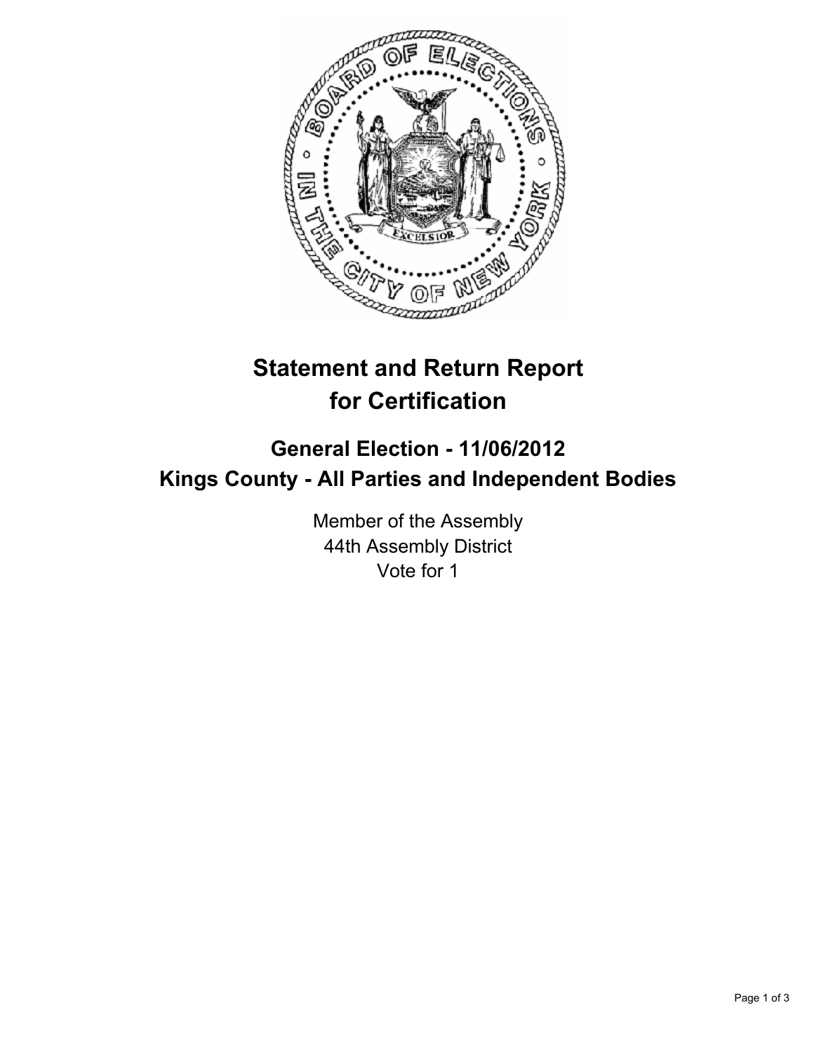# Statement and Return Report for Certification

## General Election - 11/06/2012
## Kings County - All Parties and Independent Bodies

Member of the Assembly
44th Assembly District
Vote for 1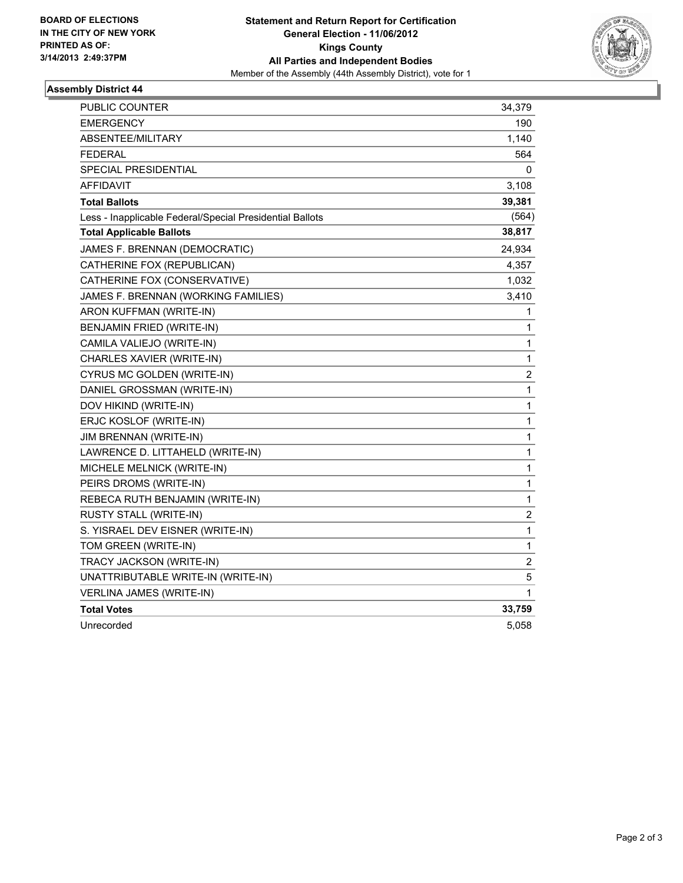**BOARD OF ELECTIONS IN THE CITY OF NEW YORK PRINTED AS OF: 3/14/2013 2:49:37PM**

**Statement and Return Report for Certification General Election - 11/06/2012 Kings County All Parties and Independent Bodies**

Member of the Assembly (44th Assembly District), vote for 1

## Assembly District 44

| | |
|---|---|
| PUBLIC COUNTER | 34,379 |
| EMERGENCY | 190 |
| ABSENTEE/MILITARY | 1,140 |
| FEDERAL | 564 |
| SPECIAL PRESIDENTIAL | 0 |
| AFFIDAVIT | 3,108 |
| **Total Ballots** | **39,381** |
| Less - Inapplicable Federal/Special Presidential Ballots | (564) |
| **Total Applicable Ballots** | **38,817** |
| JAMES F. BRENNAN (DEMOCRATIC) | 24,934 |
| CATHERINE FOX (REPUBLICAN) | 4,357 |
| CATHERINE FOX (CONSERVATIVE) | 1,032 |
| JAMES F. BRENNAN (WORKING FAMILIES) | 3,410 |
| ARON KUFFMAN (WRITE-IN) | 1 |
| BENJAMIN FRIED (WRITE-IN) | 1 |
| CAMILA VALIEJO (WRITE-IN) | 1 |
| CHARLES XAVIER (WRITE-IN) | 1 |
| CYRUS MC GOLDEN (WRITE-IN) | 2 |
| DANIEL GROSSMAN (WRITE-IN) | 1 |
| DOV HIKIND (WRITE-IN) | 1 |
| ERJC KOSLOF (WRITE-IN) | 1 |
| JIM BRENNAN (WRITE-IN) | 1 |
| LAWRENCE D. LITTAHELD (WRITE-IN) | 1 |
| MICHELE MELNICK (WRITE-IN) | 1 |
| PEIRS DROMS (WRITE-IN) | 1 |
| REBECA RUTH BENJAMIN (WRITE-IN) | 1 |
| RUSTY STALL (WRITE-IN) | 2 |
| S. YISRAEL DEV EISNER (WRITE-IN) | 1 |
| TOM GREEN (WRITE-IN) | 1 |
| TRACY JACKSON (WRITE-IN) | 2 |
| UNATTRIBUTABLE WRITE-IN (WRITE-IN) | 5 |
| VERLINA JAMES (WRITE-IN) | 1 |
| **Total Votes** | **33,759** |
| Unrecorded | 5,058 |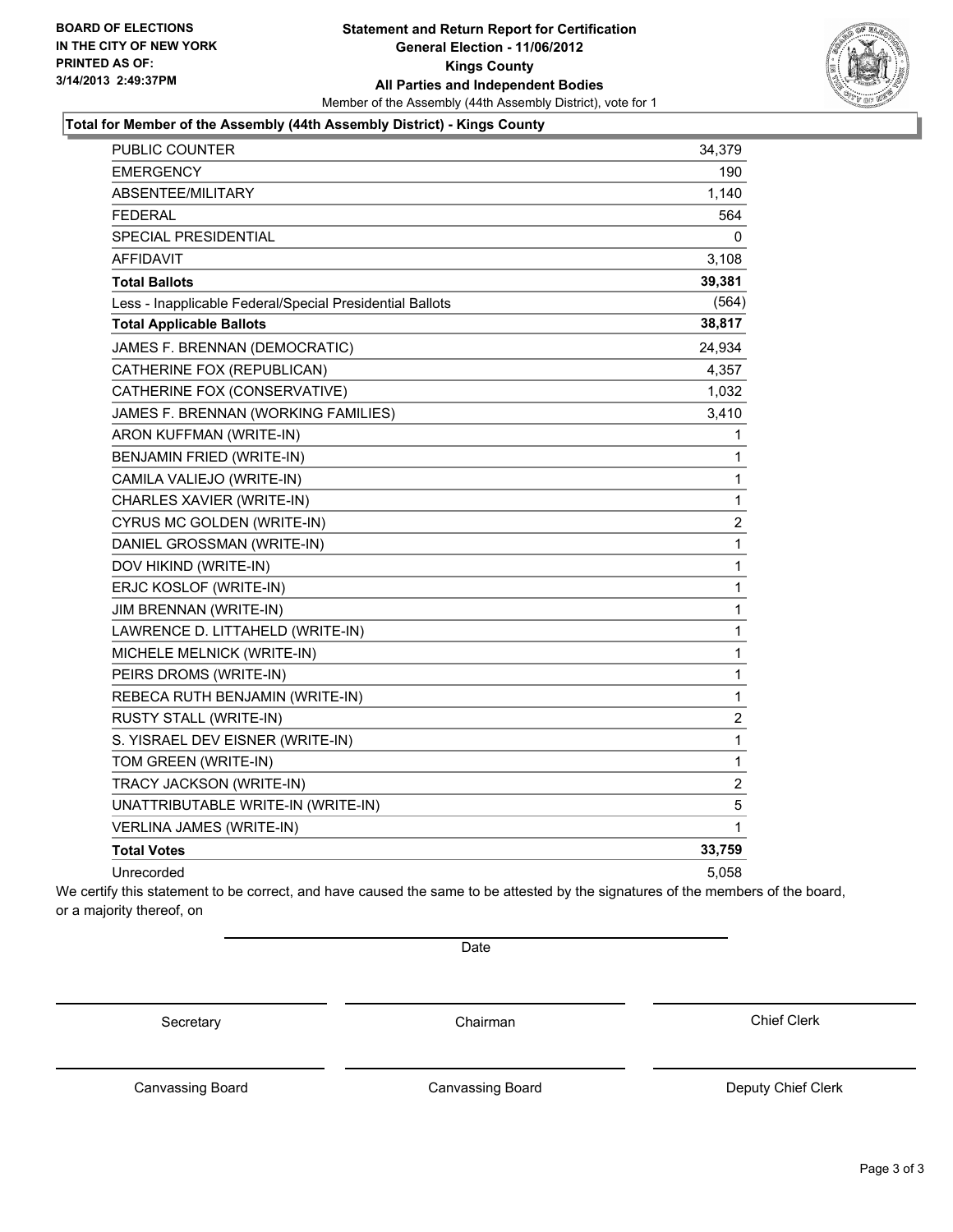**BOARD OF ELECTIONS**
**IN THE CITY OF NEW YORK**
**PRINTED AS OF:**
**3/14/2013 2:49:37PM**

**Statement and Return Report for Certification**
**General Election - 11/06/2012**
**Kings County**
**All Parties and Independent Bodies**
Member of the Assembly (44th Assembly District), vote for 1

### Total for Member of the Assembly (44th Assembly District) - Kings County

| | |
|---|---|
| PUBLIC COUNTER | 34,379 |
| EMERGENCY | 190 |
| ABSENTEE/MILITARY | 1,140 |
| FEDERAL | 564 |
| SPECIAL PRESIDENTIAL | 0 |
| AFFIDAVIT | 3,108 |
| **Total Ballots** | **39,381** |
| Less - Inapplicable Federal/Special Presidential Ballots | (564) |
| **Total Applicable Ballots** | **38,817** |
| JAMES F. BRENNAN (DEMOCRATIC) | 24,934 |
| CATHERINE FOX (REPUBLICAN) | 4,357 |
| CATHERINE FOX (CONSERVATIVE) | 1,032 |
| JAMES F. BRENNAN (WORKING FAMILIES) | 3,410 |
| ARON KUFFMAN (WRITE-IN) | 1 |
| BENJAMIN FRIED (WRITE-IN) | 1 |
| CAMILA VALIEJO (WRITE-IN) | 1 |
| CHARLES XAVIER (WRITE-IN) | 1 |
| CYRUS MC GOLDEN (WRITE-IN) | 2 |
| DANIEL GROSSMAN (WRITE-IN) | 1 |
| DOV HIKIND (WRITE-IN) | 1 |
| ERJC KOSLOF (WRITE-IN) | 1 |
| JIM BRENNAN (WRITE-IN) | 1 |
| LAWRENCE D. LITTAHELD (WRITE-IN) | 1 |
| MICHELE MELNICK (WRITE-IN) | 1 |
| PEIRS DROMS (WRITE-IN) | 1 |
| REBECA RUTH BENJAMIN (WRITE-IN) | 1 |
| RUSTY STALL (WRITE-IN) | 2 |
| S. YISRAEL DEV EISNER (WRITE-IN) | 1 |
| TOM GREEN (WRITE-IN) | 1 |
| TRACY JACKSON (WRITE-IN) | 2 |
| UNATTRIBUTABLE WRITE-IN (WRITE-IN) | 5 |
| VERLINA JAMES (WRITE-IN) | 1 |
| **Total Votes** | **33,759** |
| Unrecorded | 5,058 |

We certify this statement to be correct, and have caused the same to be attested by the signatures of the members of the board, or a majority thereof, on

Date

Secretary    Chairman    Chief Clerk

Canvassing Board    Canvassing Board    Deputy Chief Clerk